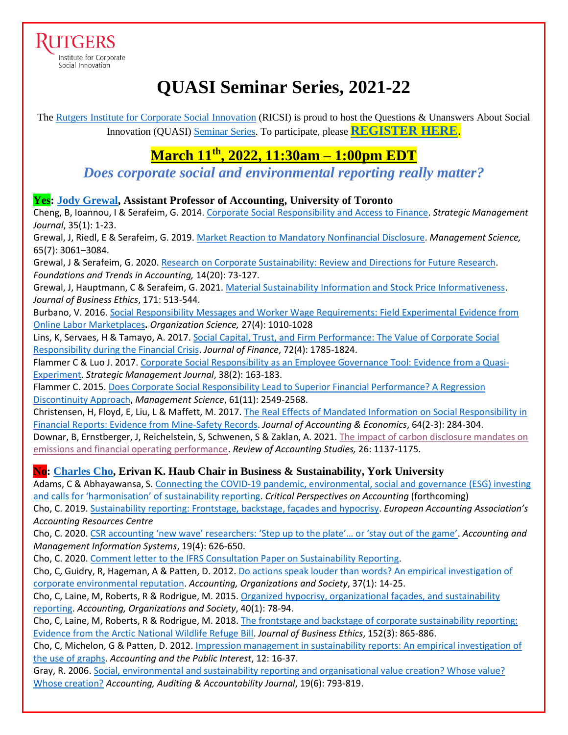RUTGERS
Institute for Corporate Social Innovation

# QUASI Seminar Series, 2021-22

The Rutgers Institute for Corporate Social Innovation (RICSI) is proud to host the Questions & Unanswers About Social Innovation (QUASI) Seminar Series. To participate, please **REGISTER HERE**.

## March 11th, 2022, 11:30am – 1:00pm EDT

### *Does corporate social and environmental reporting really matter?*

**Yes: Jody Grewal, Assistant Professor of Accounting, University of Toronto**

Cheng, B, Ioannou, I & Serafeim, G. 2014. Corporate Social Responsibility and Access to Finance. *Strategic Management Journal*, 35(1): 1-23.

Grewal, J, Riedl, E & Serafeim, G. 2019. Market Reaction to Mandatory Nonfinancial Disclosure. *Management Science,* 65(7): 3061–3084.

Grewal, J & Serafeim, G. 2020. Research on Corporate Sustainability: Review and Directions for Future Research. *Foundations and Trends in Accounting,* 14(20): 73-127.

Grewal, J, Hauptmann, C & Serafeim, G. 2021. Material Sustainability Information and Stock Price Informativeness. *Journal of Business Ethics*, 171: 513-544.

Burbano, V. 2016. Social Responsibility Messages and Worker Wage Requirements: Field Experimental Evidence from Online Labor Marketplaces**.** *Organization Science,* 27(4): 1010-1028

Lins, K, Servaes, H & Tamayo, A. 2017. Social Capital, Trust, and Firm Performance: The Value of Corporate Social Responsibility during the Financial Crisis. *Journal of Finance*, 72(4): 1785-1824.

Flammer C & Luo J. 2017. Corporate Social Responsibility as an Employee Governance Tool: Evidence from a Quasi-Experiment. *Strategic Management Journal*, 38(2): 163-183.

Flammer C. 2015. Does Corporate Social Responsibility Lead to Superior Financial Performance? A Regression Discontinuity Approach, *Management Science*, 61(11): 2549-2568.

Christensen, H, Floyd, E, Liu, L & Maffett, M. 2017. The Real Effects of Mandated Information on Social Responsibility in Financial Reports: Evidence from Mine-Safety Records. *Journal of Accounting & Economics*, 64(2-3): 284-304.

Downar, B, Ernstberger, J, Reichelstein, S, Schwenen, S & Zaklan, A. 2021. The impact of carbon disclosure mandates on emissions and financial operating performance. *Review of Accounting Studies,* 26: 1137-1175.

**No: Charles Cho, Erivan K. Haub Chair in Business & Sustainability, York University**

Adams, C & Abhayawansa, S. Connecting the COVID-19 pandemic, environmental, social and governance (ESG) investing and calls for 'harmonisation' of sustainability reporting. *Critical Perspectives on Accounting* (forthcoming)

Cho, C. 2019. Sustainability reporting: Frontstage, backstage, façades and hypocrisy. *European Accounting Association's Accounting Resources Centre*

Cho, C. 2020. CSR accounting 'new wave' researchers: 'Step up to the plate'… or 'stay out of the game'. *Accounting and Management Information Systems*, 19(4): 626-650.

Cho, C. 2020. Comment letter to the IFRS Consultation Paper on Sustainability Reporting.

Cho, C, Guidry, R, Hageman, A & Patten, D. 2012. Do actions speak louder than words? An empirical investigation of corporate environmental reputation. *Accounting, Organizations and Society*, 37(1): 14-25.

Cho, C, Laine, M, Roberts, R & Rodrigue, M. 2015. Organized hypocrisy, organizational façades, and sustainability reporting. *Accounting, Organizations and Society*, 40(1): 78-94.

Cho, C, Laine, M, Roberts, R & Rodrigue, M. 2018. The frontstage and backstage of corporate sustainability reporting: Evidence from the Arctic National Wildlife Refuge Bill. *Journal of Business Ethics*, 152(3): 865-886.

Cho, C, Michelon, G & Patten, D. 2012. Impression management in sustainability reports: An empirical investigation of the use of graphs. *Accounting and the Public Interest*, 12: 16-37.

Gray, R. 2006. Social, environmental and sustainability reporting and organisational value creation? Whose value? Whose creation? *Accounting, Auditing & Accountability Journal*, 19(6): 793-819.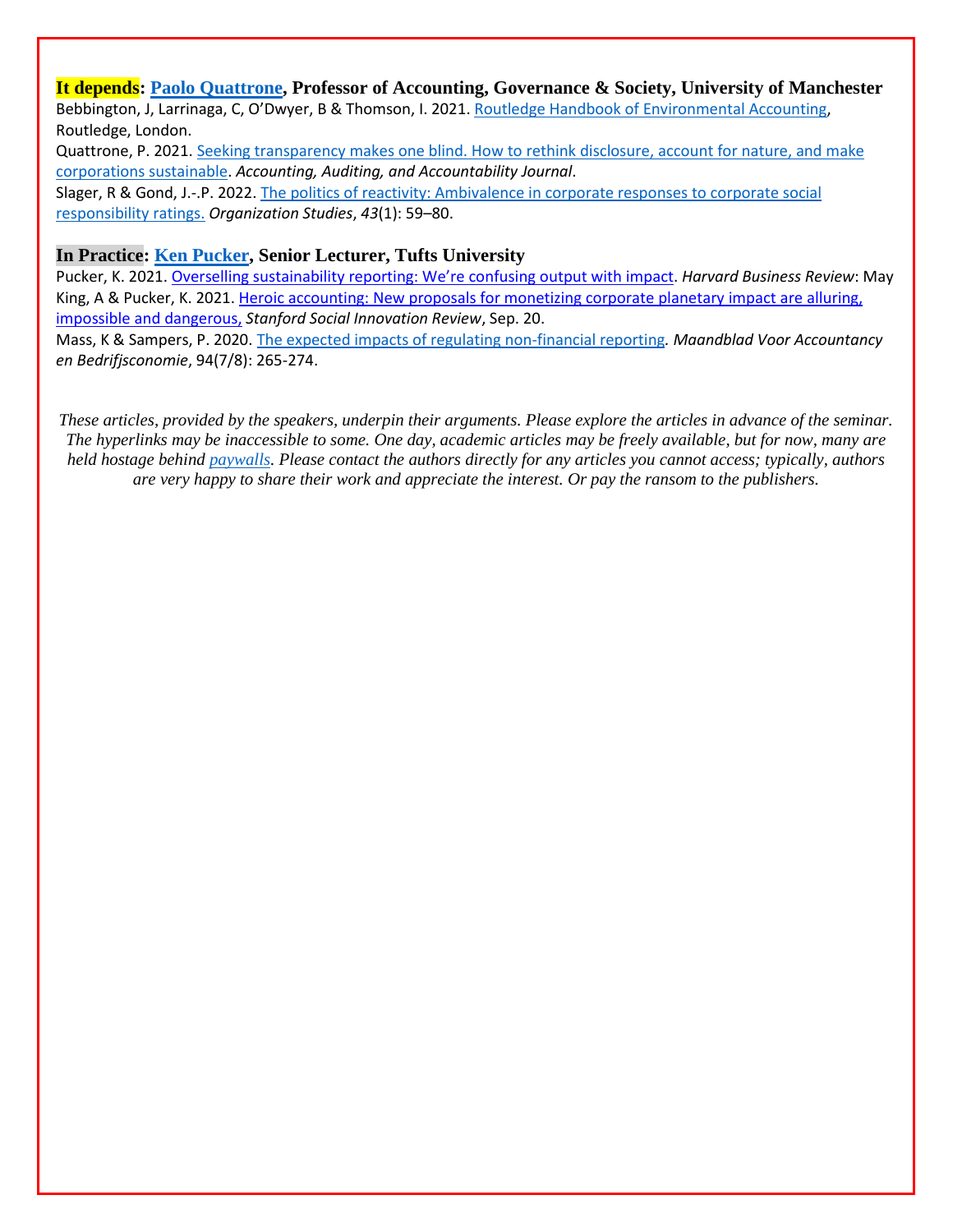**It depends: Paolo Quattrone, Professor of Accounting, Governance & Society, University of Manchester**

Bebbington, J, Larrinaga, C, O'Dwyer, B & Thomson, I. 2021. Routledge Handbook of Environmental Accounting, Routledge, London.

Quattrone, P. 2021. Seeking transparency makes one blind. How to rethink disclosure, account for nature, and make corporations sustainable. *Accounting, Auditing, and Accountability Journal*.

Slager, R & Gond, J.-.P. 2022. The politics of reactivity: Ambivalence in corporate responses to corporate social responsibility ratings. *Organization Studies*, *43*(1): 59–80.

**In Practice: Ken Pucker, Senior Lecturer, Tufts University**

Pucker, K. 2021. Overselling sustainability reporting: We're confusing output with impact. *Harvard Business Review*: May

King, A & Pucker, K. 2021. Heroic accounting: New proposals for monetizing corporate planetary impact are alluring, impossible and dangerous, *Stanford Social Innovation Review*, Sep. 20.

Mass, K & Sampers, P. 2020. The expected impacts of regulating non-financial reporting. *Maandblad Voor Accountancy en Bedrifjsconomie*, 94(7/8): 265-274.

*These articles, provided by the speakers, underpin their arguments. Please explore the articles in advance of the seminar. The hyperlinks may be inaccessible to some. One day, academic articles may be freely available, but for now, many are held hostage behind paywalls. Please contact the authors directly for any articles you cannot access; typically, authors are very happy to share their work and appreciate the interest. Or pay the ransom to the publishers.*